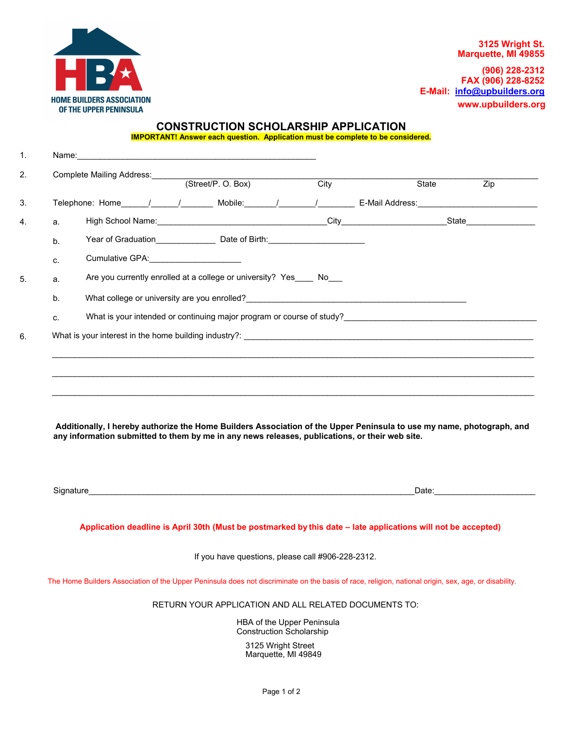HOME BUILDERS ASSOCIATION OF THE UPPER PENINSULA

3125 Wright St.
Marquette, MI 49855

(906) 228-2312
FAX (906) 228-8252
E-Mail: info@upbuilders.org
www.upbuilders.org

# CONSTRUCTION SCHOLARSHIP APPLICATION

**IMPORTANT! Answer each question. Application must be complete to be considered.**

1. Name:_______________________________________________________

2. Complete Mailing Address:_______________________________________________________________________________
(Street/P. O. Box) City State Zip

3. Telephone: Home______/______/_______ Mobile:_______/________/________ E-Mail Address:___________________________

4. a. High School Name:_____________________________________City______________________State_______________

   b. Year of Graduation_____________ Date of Birth:_____________________

   c. Cumulative GPA:____________________

5. a. Are you currently enrolled at a college or university? Yes____ No___

   b. What college or university are you enrolled?_______________________________________________

   c. What is your intended or continuing major program or course of study?___________________________________________

6. What is your interest in the home building industry?: ________________________________________________________________

_______________________________________________________________________________________________________

_______________________________________________________________________________________________________

_______________________________________________________________________________________________________

**Additionally, I hereby authorize the Home Builders Association of the Upper Peninsula to use my name, photograph, and any information submitted to them by me in any news releases, publications, or their web site.**

Signature______________________________________________________________________Date:______________________

**Application deadline is April 30th (Must be postmarked by this date – late applications will not be accepted)**

If you have questions, please call #906-228-2312.

The Home Builders Association of the Upper Peninsula does not discriminate on the basis of race, religion, national origin, sex, age, or disability.

RETURN YOUR APPLICATION AND ALL RELATED DOCUMENTS TO:

HBA of the Upper Peninsula
Construction Scholarship

3125 Wright Street
Marquette, MI 49849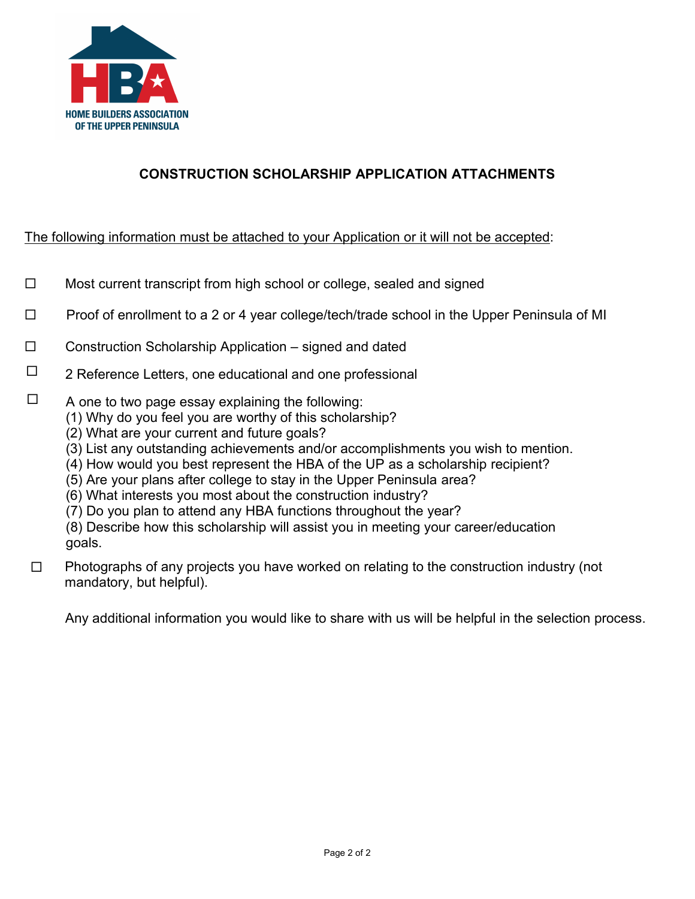HOME BUILDERS ASSOCIATION OF THE UPPER PENINSULA

## CONSTRUCTION SCHOLARSHIP APPLICATION ATTACHMENTS

<u>The following information must be attached to your Application or it will not be accepted</u>:

- ☐ Most current transcript from high school or college, sealed and signed
- ☐ Proof of enrollment to a 2 or 4 year college/tech/trade school in the Upper Peninsula of MI
- ☐ Construction Scholarship Application – signed and dated
- ☐ 2 Reference Letters, one educational and one professional
- ☐ A one to two page essay explaining the following:
  (1) Why do you feel you are worthy of this scholarship?
  (2) What are your current and future goals?
  (3) List any outstanding achievements and/or accomplishments you wish to mention.
  (4) How would you best represent the HBA of the UP as a scholarship recipient?
  (5) Are your plans after college to stay in the Upper Peninsula area?
  (6) What interests you most about the construction industry?
  (7) Do you plan to attend any HBA functions throughout the year?
  (8) Describe how this scholarship will assist you in meeting your career/education goals.
- ☐ Photographs of any projects you have worked on relating to the construction industry (not mandatory, but helpful).

Any additional information you would like to share with us will be helpful in the selection process.